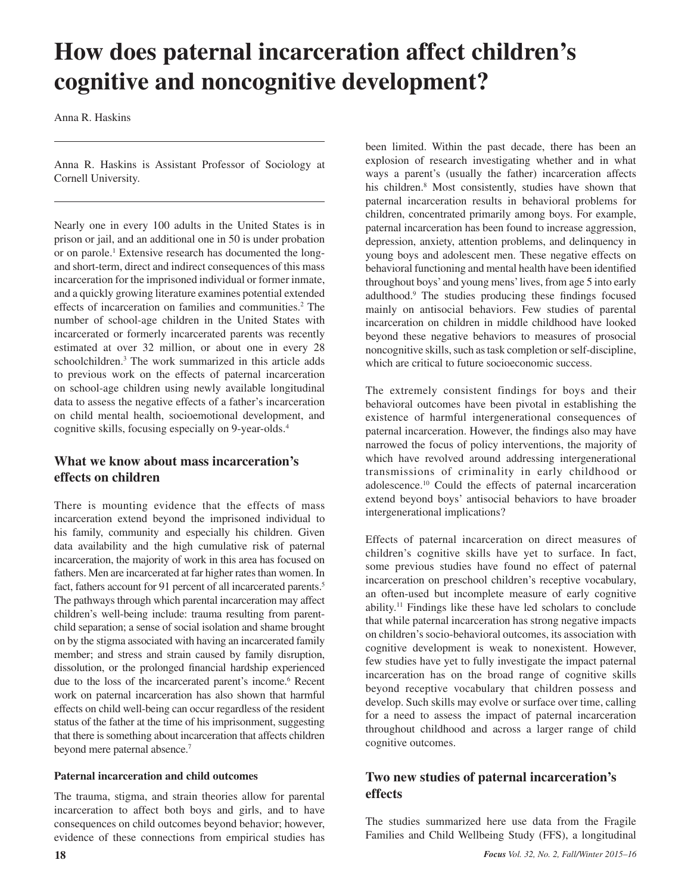# How does paternal incarceration affect children's cognitive and noncognitive development?

Anna R. Haskins

Anna R. Haskins is Assistant Professor of Sociology at Cornell University.

Nearly one in every 100 adults in the United States is in prison or jail, and an additional one in 50 is under probation or on parole.[1] Extensive research has documented the long- and short-term, direct and indirect consequences of this mass incarceration for the imprisoned individual or former inmate, and a quickly growing literature examines potential extended effects of incarceration on families and communities.[2] The number of school-age children in the United States with incarcerated or formerly incarcerated parents was recently estimated at over 32 million, or about one in every 28 schoolchildren.[3] The work summarized in this article adds to previous work on the effects of paternal incarceration on school-age children using newly available longitudinal data to assess the negative effects of a father's incarceration on child mental health, socioemotional development, and cognitive skills, focusing especially on 9-year-olds.[4]

## What we know about mass incarceration's effects on children

There is mounting evidence that the effects of mass incarceration extend beyond the imprisoned individual to his family, community and especially his children. Given data availability and the high cumulative risk of paternal incarceration, the majority of work in this area has focused on fathers. Men are incarcerated at far higher rates than women. In fact, fathers account for 91 percent of all incarcerated parents.[5] The pathways through which parental incarceration may affect children's well-being include: trauma resulting from parent-child separation; a sense of social isolation and shame brought on by the stigma associated with having an incarcerated family member; and stress and strain caused by family disruption, dissolution, or the prolonged financial hardship experienced due to the loss of the incarcerated parent's income.[6] Recent work on paternal incarceration has also shown that harmful effects on child well-being can occur regardless of the resident status of the father at the time of his imprisonment, suggesting that there is something about incarceration that affects children beyond mere paternal absence.[7]

### Paternal incarceration and child outcomes

The trauma, stigma, and strain theories allow for parental incarceration to affect both boys and girls, and to have consequences on child outcomes beyond behavior; however, evidence of these connections from empirical studies has been limited. Within the past decade, there has been an explosion of research investigating whether and in what ways a parent's (usually the father) incarceration affects his children.[8] Most consistently, studies have shown that paternal incarceration results in behavioral problems for children, concentrated primarily among boys. For example, paternal incarceration has been found to increase aggression, depression, anxiety, attention problems, and delinquency in young boys and adolescent men. These negative effects on behavioral functioning and mental health have been identified throughout boys' and young mens' lives, from age 5 into early adulthood.[9] The studies producing these findings focused mainly on antisocial behaviors. Few studies of parental incarceration on children in middle childhood have looked beyond these negative behaviors to measures of prosocial noncognitive skills, such as task completion or self-discipline, which are critical to future socioeconomic success.

The extremely consistent findings for boys and their behavioral outcomes have been pivotal in establishing the existence of harmful intergenerational consequences of paternal incarceration. However, the findings also may have narrowed the focus of policy interventions, the majority of which have revolved around addressing intergenerational transmissions of criminality in early childhood or adolescence.[10] Could the effects of paternal incarceration extend beyond boys' antisocial behaviors to have broader intergenerational implications?

Effects of paternal incarceration on direct measures of children's cognitive skills have yet to surface. In fact, some previous studies have found no effect of paternal incarceration on preschool children's receptive vocabulary, an often-used but incomplete measure of early cognitive ability.[11] Findings like these have led scholars to conclude that while paternal incarceration has strong negative impacts on children's socio-behavioral outcomes, its association with cognitive development is weak to nonexistent. However, few studies have yet to fully investigate the impact paternal incarceration has on the broad range of cognitive skills beyond receptive vocabulary that children possess and develop. Such skills may evolve or surface over time, calling for a need to assess the impact of paternal incarceration throughout childhood and across a larger range of child cognitive outcomes.

## Two new studies of paternal incarceration's effects

The studies summarized here use data from the Fragile Families and Child Wellbeing Study (FFS), a longitudinal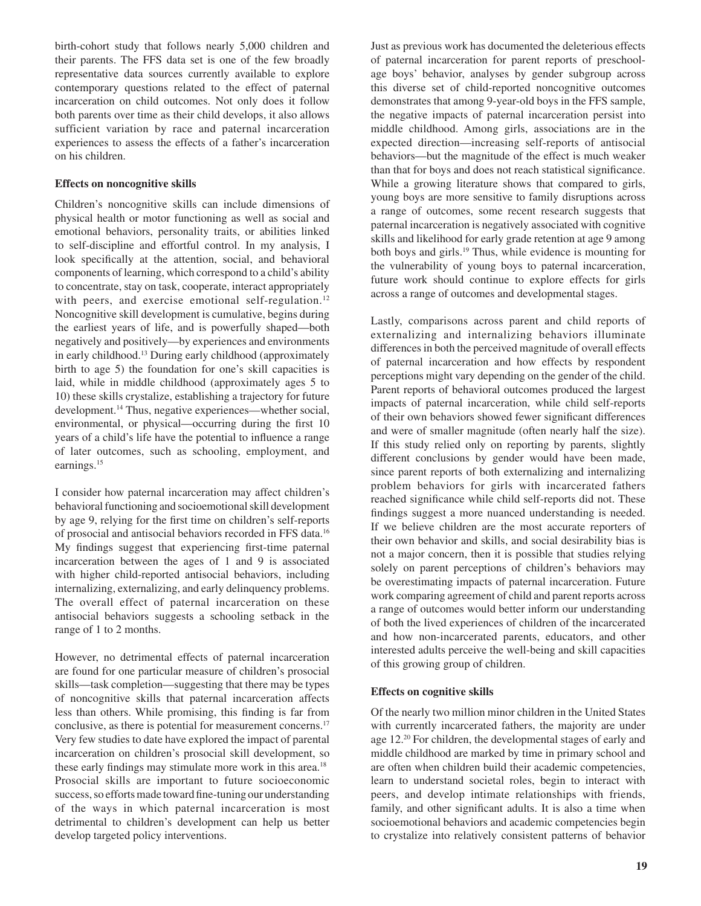birth-cohort study that follows nearly 5,000 children and their parents. The FFS data set is one of the few broadly representative data sources currently available to explore contemporary questions related to the effect of paternal incarceration on child outcomes. Not only does it follow both parents over time as their child develops, it also allows sufficient variation by race and paternal incarceration experiences to assess the effects of a father's incarceration on his children.

**Effects on noncognitive skills**

Children's noncognitive skills can include dimensions of physical health or motor functioning as well as social and emotional behaviors, personality traits, or abilities linked to self-discipline and effortful control. In my analysis, I look specifically at the attention, social, and behavioral components of learning, which correspond to a child's ability to concentrate, stay on task, cooperate, interact appropriately with peers, and exercise emotional self-regulation.[12] Noncognitive skill development is cumulative, begins during the earliest years of life, and is powerfully shaped—both negatively and positively—by experiences and environments in early childhood.[13] During early childhood (approximately birth to age 5) the foundation for one's skill capacities is laid, while in middle childhood (approximately ages 5 to 10) these skills crystalize, establishing a trajectory for future development.[14] Thus, negative experiences—whether social, environmental, or physical—occurring during the first 10 years of a child's life have the potential to influence a range of later outcomes, such as schooling, employment, and earnings.[15]

I consider how paternal incarceration may affect children's behavioral functioning and socioemotional skill development by age 9, relying for the first time on children's self-reports of prosocial and antisocial behaviors recorded in FFS data.[16] My findings suggest that experiencing first-time paternal incarceration between the ages of 1 and 9 is associated with higher child-reported antisocial behaviors, including internalizing, externalizing, and early delinquency problems. The overall effect of paternal incarceration on these antisocial behaviors suggests a schooling setback in the range of 1 to 2 months.

However, no detrimental effects of paternal incarceration are found for one particular measure of children's prosocial skills—task completion—suggesting that there may be types of noncognitive skills that paternal incarceration affects less than others. While promising, this finding is far from conclusive, as there is potential for measurement concerns.[17] Very few studies to date have explored the impact of parental incarceration on children's prosocial skill development, so these early findings may stimulate more work in this area.[18] Prosocial skills are important to future socioeconomic success, so efforts made toward fine-tuning our understanding of the ways in which paternal incarceration is most detrimental to children's development can help us better develop targeted policy interventions.

Just as previous work has documented the deleterious effects of paternal incarceration for parent reports of preschool-age boys' behavior, analyses by gender subgroup across this diverse set of child-reported noncognitive outcomes demonstrates that among 9-year-old boys in the FFS sample, the negative impacts of paternal incarceration persist into middle childhood. Among girls, associations are in the expected direction—increasing self-reports of antisocial behaviors—but the magnitude of the effect is much weaker than that for boys and does not reach statistical significance. While a growing literature shows that compared to girls, young boys are more sensitive to family disruptions across a range of outcomes, some recent research suggests that paternal incarceration is negatively associated with cognitive skills and likelihood for early grade retention at age 9 among both boys and girls.[19] Thus, while evidence is mounting for the vulnerability of young boys to paternal incarceration, future work should continue to explore effects for girls across a range of outcomes and developmental stages.

Lastly, comparisons across parent and child reports of externalizing and internalizing behaviors illuminate differences in both the perceived magnitude of overall effects of paternal incarceration and how effects by respondent perceptions might vary depending on the gender of the child. Parent reports of behavioral outcomes produced the largest impacts of paternal incarceration, while child self-reports of their own behaviors showed fewer significant differences and were of smaller magnitude (often nearly half the size). If this study relied only on reporting by parents, slightly different conclusions by gender would have been made, since parent reports of both externalizing and internalizing problem behaviors for girls with incarcerated fathers reached significance while child self-reports did not. These findings suggest a more nuanced understanding is needed. If we believe children are the most accurate reporters of their own behavior and skills, and social desirability bias is not a major concern, then it is possible that studies relying solely on parent perceptions of children's behaviors may be overestimating impacts of paternal incarceration. Future work comparing agreement of child and parent reports across a range of outcomes would better inform our understanding of both the lived experiences of children of the incarcerated and how non-incarcerated parents, educators, and other interested adults perceive the well-being and skill capacities of this growing group of children.

**Effects on cognitive skills**

Of the nearly two million minor children in the United States with currently incarcerated fathers, the majority are under age 12.[20] For children, the developmental stages of early and middle childhood are marked by time in primary school and are often when children build their academic competencies, learn to understand societal roles, begin to interact with peers, and develop intimate relationships with friends, family, and other significant adults. It is also a time when socioemotional behaviors and academic competencies begin to crystalize into relatively consistent patterns of behavior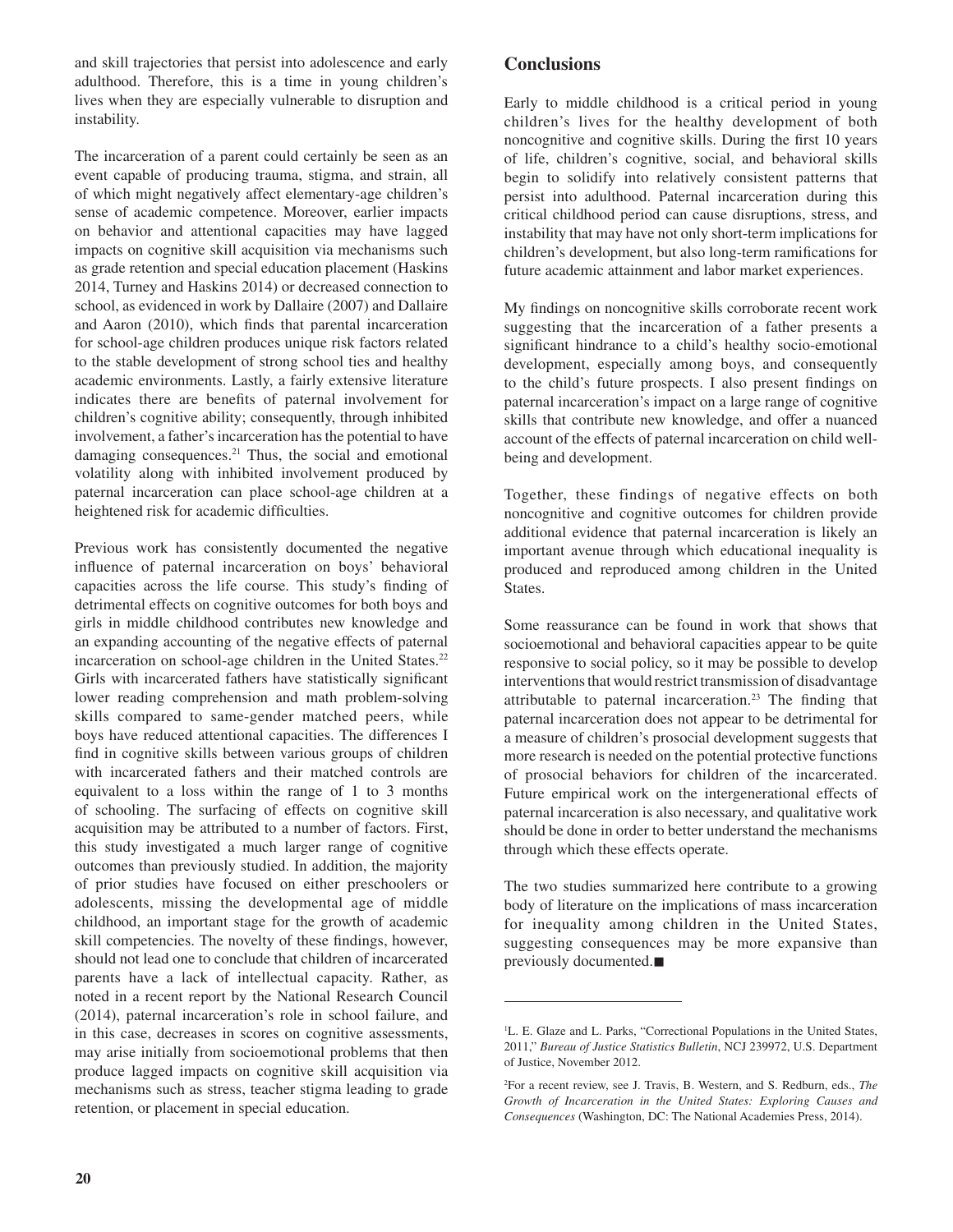and skill trajectories that persist into adolescence and early adulthood. Therefore, this is a time in young children's lives when they are especially vulnerable to disruption and instability.

The incarceration of a parent could certainly be seen as an event capable of producing trauma, stigma, and strain, all of which might negatively affect elementary-age children's sense of academic competence. Moreover, earlier impacts on behavior and attentional capacities may have lagged impacts on cognitive skill acquisition via mechanisms such as grade retention and special education placement (Haskins 2014, Turney and Haskins 2014) or decreased connection to school, as evidenced in work by Dallaire (2007) and Dallaire and Aaron (2010), which finds that parental incarceration for school-age children produces unique risk factors related to the stable development of strong school ties and healthy academic environments. Lastly, a fairly extensive literature indicates there are benefits of paternal involvement for children's cognitive ability; consequently, through inhibited involvement, a father's incarceration has the potential to have damaging consequences.[21] Thus, the social and emotional volatility along with inhibited involvement produced by paternal incarceration can place school-age children at a heightened risk for academic difficulties.

Previous work has consistently documented the negative influence of paternal incarceration on boys' behavioral capacities across the life course. This study's finding of detrimental effects on cognitive outcomes for both boys and girls in middle childhood contributes new knowledge and an expanding accounting of the negative effects of paternal incarceration on school-age children in the United States.[22] Girls with incarcerated fathers have statistically significant lower reading comprehension and math problem-solving skills compared to same-gender matched peers, while boys have reduced attentional capacities. The differences I find in cognitive skills between various groups of children with incarcerated fathers and their matched controls are equivalent to a loss within the range of 1 to 3 months of schooling. The surfacing of effects on cognitive skill acquisition may be attributed to a number of factors. First, this study investigated a much larger range of cognitive outcomes than previously studied. In addition, the majority of prior studies have focused on either preschoolers or adolescents, missing the developmental age of middle childhood, an important stage for the growth of academic skill competencies. The novelty of these findings, however, should not lead one to conclude that children of incarcerated parents have a lack of intellectual capacity. Rather, as noted in a recent report by the National Research Council (2014), paternal incarceration's role in school failure, and in this case, decreases in scores on cognitive assessments, may arise initially from socioemotional problems that then produce lagged impacts on cognitive skill acquisition via mechanisms such as stress, teacher stigma leading to grade retention, or placement in special education.

## Conclusions

Early to middle childhood is a critical period in young children's lives for the healthy development of both noncognitive and cognitive skills. During the first 10 years of life, children's cognitive, social, and behavioral skills begin to solidify into relatively consistent patterns that persist into adulthood. Paternal incarceration during this critical childhood period can cause disruptions, stress, and instability that may have not only short-term implications for children's development, but also long-term ramifications for future academic attainment and labor market experiences.

My findings on noncognitive skills corroborate recent work suggesting that the incarceration of a father presents a significant hindrance to a child's healthy socio-emotional development, especially among boys, and consequently to the child's future prospects. I also present findings on paternal incarceration's impact on a large range of cognitive skills that contribute new knowledge, and offer a nuanced account of the effects of paternal incarceration on child well-being and development.

Together, these findings of negative effects on both noncognitive and cognitive outcomes for children provide additional evidence that paternal incarceration is likely an important avenue through which educational inequality is produced and reproduced among children in the United States.

Some reassurance can be found in work that shows that socioemotional and behavioral capacities appear to be quite responsive to social policy, so it may be possible to develop interventions that would restrict transmission of disadvantage attributable to paternal incarceration.[23] The finding that paternal incarceration does not appear to be detrimental for a measure of children's prosocial development suggests that more research is needed on the potential protective functions of prosocial behaviors for children of the incarcerated. Future empirical work on the intergenerational effects of paternal incarceration is also necessary, and qualitative work should be done in order to better understand the mechanisms through which these effects operate.

The two studies summarized here contribute to a growing body of literature on the implications of mass incarceration for inequality among children in the United States, suggesting consequences may be more expansive than previously documented.■

---

[1]L. E. Glaze and L. Parks, "Correctional Populations in the United States, 2011," *Bureau of Justice Statistics Bulletin*, NCJ 239972, U.S. Department of Justice, November 2012.

[2]For a recent review, see J. Travis, B. Western, and S. Redburn, eds., *The Growth of Incarceration in the United States: Exploring Causes and Consequences* (Washington, DC: The National Academies Press, 2014).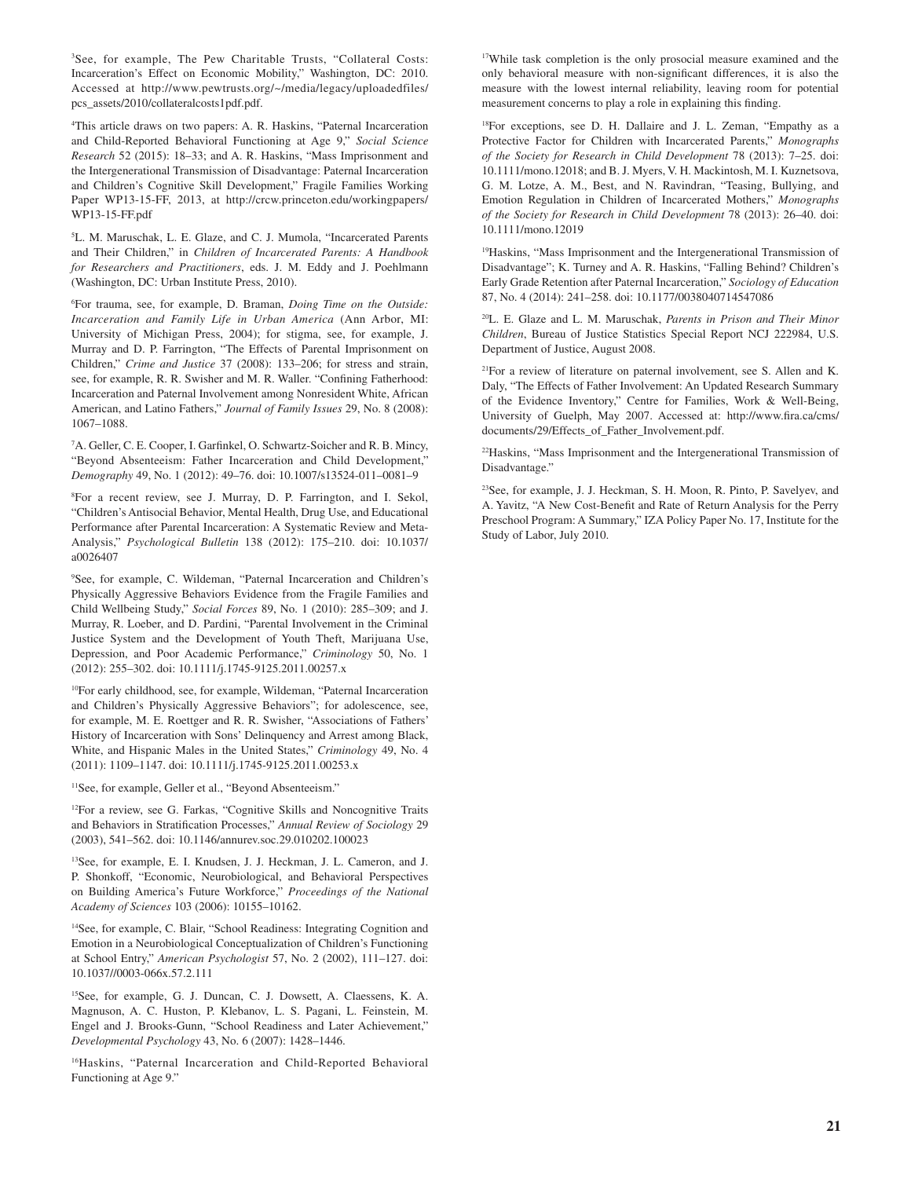[3]See, for example, The Pew Charitable Trusts, "Collateral Costs: Incarceration's Effect on Economic Mobility," Washington, DC: 2010. Accessed at http://www.pewtrusts.org/~/media/legacy/uploadedfiles/pcs_assets/2010/collateralcosts1pdf.pdf.

[4]This article draws on two papers: A. R. Haskins, "Paternal Incarceration and Child-Reported Behavioral Functioning at Age 9," *Social Science Research* 52 (2015): 18–33; and A. R. Haskins, "Mass Imprisonment and the Intergenerational Transmission of Disadvantage: Paternal Incarceration and Children's Cognitive Skill Development," Fragile Families Working Paper WP13-15-FF, 2013, at http://crcw.princeton.edu/workingpapers/WP13-15-FF.pdf

[5]L. M. Maruschak, L. E. Glaze, and C. J. Mumola, "Incarcerated Parents and Their Children," in *Children of Incarcerated Parents: A Handbook for Researchers and Practitioners*, eds. J. M. Eddy and J. Poehlmann (Washington, DC: Urban Institute Press, 2010).

[6]For trauma, see, for example, D. Braman, *Doing Time on the Outside: Incarceration and Family Life in Urban America* (Ann Arbor, MI: University of Michigan Press, 2004); for stigma, see, for example, J. Murray and D. P. Farrington, "The Effects of Parental Imprisonment on Children," *Crime and Justice* 37 (2008): 133–206; for stress and strain, see, for example, R. R. Swisher and M. R. Waller. "Confining Fatherhood: Incarceration and Paternal Involvement among Nonresident White, African American, and Latino Fathers," *Journal of Family Issues* 29, No. 8 (2008): 1067–1088.

[7]A. Geller, C. E. Cooper, I. Garfinkel, O. Schwartz-Soicher and R. B. Mincy, "Beyond Absenteeism: Father Incarceration and Child Development," *Demography* 49, No. 1 (2012): 49–76. doi: 10.1007/s13524-011–0081–9

[8]For a recent review, see J. Murray, D. P. Farrington, and I. Sekol, "Children's Antisocial Behavior, Mental Health, Drug Use, and Educational Performance after Parental Incarceration: A Systematic Review and Meta-Analysis," *Psychological Bulletin* 138 (2012): 175–210. doi: 10.1037/a0026407

[9]See, for example, C. Wildeman, "Paternal Incarceration and Children's Physically Aggressive Behaviors Evidence from the Fragile Families and Child Wellbeing Study," *Social Forces* 89, No. 1 (2010): 285–309; and J. Murray, R. Loeber, and D. Pardini, "Parental Involvement in the Criminal Justice System and the Development of Youth Theft, Marijuana Use, Depression, and Poor Academic Performance," *Criminology* 50, No. 1 (2012): 255–302. doi: 10.1111/j.1745-9125.2011.00257.x

[10]For early childhood, see, for example, Wildeman, "Paternal Incarceration and Children's Physically Aggressive Behaviors"; for adolescence, see, for example, M. E. Roettger and R. R. Swisher, "Associations of Fathers' History of Incarceration with Sons' Delinquency and Arrest among Black, White, and Hispanic Males in the United States," *Criminology* 49, No. 4 (2011): 1109–1147. doi: 10.1111/j.1745-9125.2011.00253.x

[11]See, for example, Geller et al., "Beyond Absenteeism."

[12]For a review, see G. Farkas, "Cognitive Skills and Noncognitive Traits and Behaviors in Stratification Processes," *Annual Review of Sociology* 29 (2003), 541–562. doi: 10.1146/annurev.soc.29.010202.100023

[13]See, for example, E. I. Knudsen, J. J. Heckman, J. L. Cameron, and J. P. Shonkoff, "Economic, Neurobiological, and Behavioral Perspectives on Building America's Future Workforce," *Proceedings of the National Academy of Sciences* 103 (2006): 10155–10162.

[14]See, for example, C. Blair, "School Readiness: Integrating Cognition and Emotion in a Neurobiological Conceptualization of Children's Functioning at School Entry," *American Psychologist* 57, No. 2 (2002), 111–127. doi: 10.1037//0003-066x.57.2.111

[15]See, for example, G. J. Duncan, C. J. Dowsett, A. Claessens, K. A. Magnuson, A. C. Huston, P. Klebanov, L. S. Pagani, L. Feinstein, M. Engel and J. Brooks-Gunn, "School Readiness and Later Achievement," *Developmental Psychology* 43, No. 6 (2007): 1428–1446.

[16]Haskins, "Paternal Incarceration and Child-Reported Behavioral Functioning at Age 9."

[17]While task completion is the only prosocial measure examined and the only behavioral measure with non-significant differences, it is also the measure with the lowest internal reliability, leaving room for potential measurement concerns to play a role in explaining this finding.

[18]For exceptions, see D. H. Dallaire and J. L. Zeman, "Empathy as a Protective Factor for Children with Incarcerated Parents," *Monographs of the Society for Research in Child Development* 78 (2013): 7–25. doi: 10.1111/mono.12018; and B. J. Myers, V. H. Mackintosh, M. I. Kuznetsova, G. M. Lotze, A. M., Best, and N. Ravindran, "Teasing, Bullying, and Emotion Regulation in Children of Incarcerated Mothers," *Monographs of the Society for Research in Child Development* 78 (2013): 26–40. doi: 10.1111/mono.12019

[19]Haskins, "Mass Imprisonment and the Intergenerational Transmission of Disadvantage"; K. Turney and A. R. Haskins, "Falling Behind? Children's Early Grade Retention after Paternal Incarceration," *Sociology of Education* 87, No. 4 (2014): 241–258. doi: 10.1177/0038040714547086

[20]L. E. Glaze and L. M. Maruschak, *Parents in Prison and Their Minor Children*, Bureau of Justice Statistics Special Report NCJ 222984, U.S. Department of Justice, August 2008.

[21]For a review of literature on paternal involvement, see S. Allen and K. Daly, "The Effects of Father Involvement: An Updated Research Summary of the Evidence Inventory," Centre for Families, Work & Well-Being, University of Guelph, May 2007. Accessed at: http://www.fira.ca/cms/documents/29/Effects_of_Father_Involvement.pdf.

[22]Haskins, "Mass Imprisonment and the Intergenerational Transmission of Disadvantage."

[23]See, for example, J. J. Heckman, S. H. Moon, R. Pinto, P. Savelyev, and A. Yavitz, "A New Cost-Benefit and Rate of Return Analysis for the Perry Preschool Program: A Summary," IZA Policy Paper No. 17, Institute for the Study of Labor, July 2010.